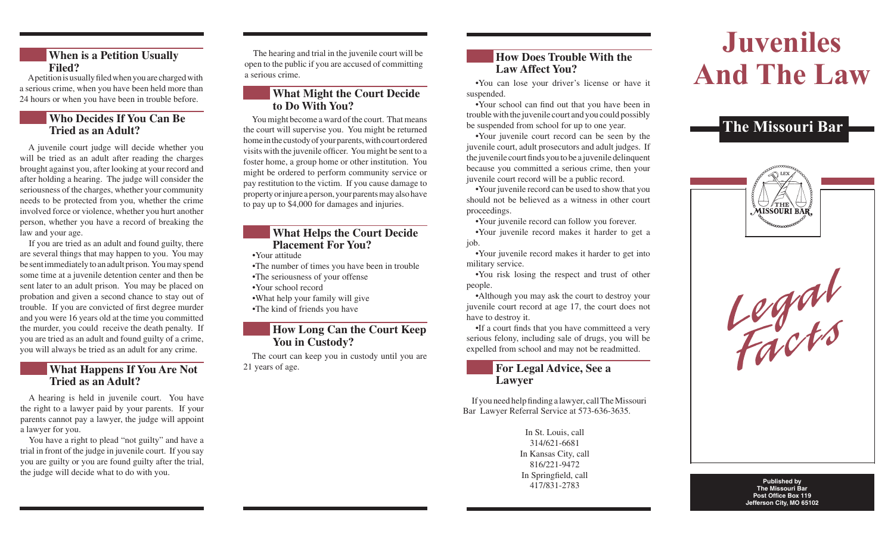## When is a Petition Usually Filed?

A petition is usually filed when you are charged with a serious crime, when you have been held more than 24 hours or when you have been in trouble before.

## Who Decides If You Can Be Tried as an Adult?

A juvenile court judge will decide whether you will be tried as an adult after reading the charges brought against you, after looking at your record and after holding a hearing. The judge will consider the seriousness of the charges, whether your community needs to be protected from you, whether the crime involved force or violence, whether you hurt another person, whether you have a record of breaking the law and your age.

If you are tried as an adult and found guilty, there are several things that may happen to you. You may be sent immediately to an adult prison. You may spend some time at a juvenile detention center and then be sent later to an adult prison. You may be placed on probation and given a second chance to stay out of trouble. If you are convicted of first degree murder and you were 16 years old at the time you committed the murder, you could receive the death penalty. If you are tried as an adult and found guilty of a crime, you will always be tried as an adult for any crime.

## What Happens If You Are Not Tried as an Adult?

A hearing is held in juvenile court. You have the right to a lawyer paid by your parents. If your parents cannot pay a lawyer, the judge will appoint a lawyer for you.

You have a right to plead "not guilty" and have a trial in front of the judge in juvenile court. If you say you are guilty or you are found guilty after the trial, the judge will decide what to do with you.

The hearing and trial in the juvenile court will be open to the public if you are accused of committing a serious crime.

## What Might the Court Decide to Do With You?

You might become a ward of the court. That means the court will supervise you. You might be returned home in the custody of your parents, with court ordered visits with the juvenile officer. You might be sent to a foster home, a group home or other institution. You might be ordered to perform community service or pay restitution to the victim. If you cause damage to property or injure a person, your parents may also have to pay up to $4,000 for damages and injuries.

## What Helps the Court Decide Placement For You?

- Your attitude
- The number of times you have been in trouble
- The seriousness of your offense
- Your school record
- What help your family will give
- The kind of friends you have

## How Long Can the Court Keep You in Custody?

The court can keep you in custody until you are 21 years of age.

## How Does Trouble With the Law Affect You?

- You can lose your driver's license or have it suspended.
- Your school can find out that you have been in trouble with the juvenile court and you could possibly be suspended from school for up to one year.
- Your juvenile court record can be seen by the juvenile court, adult prosecutors and adult judges. If the juvenile court finds you to be a juvenile delinquent because you committed a serious crime, then your juvenile court record will be a public record.
- Your juvenile record can be used to show that you should not be believed as a witness in other court proceedings.
- Your juvenile record can follow you forever.
- Your juvenile record makes it harder to get a job.
- Your juvenile record makes it harder to get into military service.
- You risk losing the respect and trust of other people.
- Although you may ask the court to destroy your juvenile court record at age 17, the court does not have to destroy it.
- If a court finds that you have committeed a very serious felony, including sale of drugs, you will be expelled from school and may not be readmitted.

## For Legal Advice, See a Lawyer

If you need help finding a lawyer, call The Missouri Bar Lawyer Referral Service at 573-636-3635.

In St. Louis, call
314/621-6681
In Kansas City, call
816/221-9472
In Springfield, call
417/831-2783

# Juveniles And The Law

## The Missouri Bar

LEX
THE MISSOURI BAR

*Legal Facts*

**Published by**
**The Missouri Bar**
**Post Office Box 119**
**Jefferson City, MO 65102**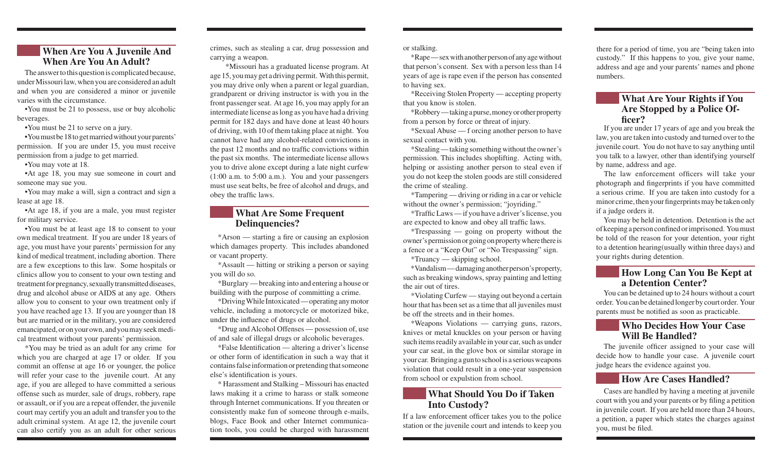## When Are You A Juvenile And When Are You An Adult?

The answer to this question is complicated because, under Missouri law, when you are considered an adult and when you are considered a minor or juvenile varies with the circumstance.

•You must be 21 to possess, use or buy alcoholic beverages.

•You must be 21 to serve on a jury.

•You must be 18 to get married without your parents' permission. If you are under 15, you must receive permission from a judge to get married.

•You may vote at 18.

•At age 18, you may sue someone in court and someone may sue you.

•You may make a will, sign a contract and sign a lease at age 18.

•At age 18, if you are a male, you must register for military service.

•You must be at least age 18 to consent to your own medical treatment. If you are under 18 years of age, you must have your parents' permission for any kind of medical treatment, including abortion. There are a few exceptions to this law. Some hospitals or clinics allow you to consent to your own testing and treatment for pregnancy, sexually transmitted diseases, drug and alcohol abuse or AIDS at any age. Others allow you to consent to your own treatment only if you have reached age 13. If you are younger than 18 but are married or in the military, you are considered emancipated, or on your own, and you may seek medical treatment without your parents' permission.

*You may be tried as an adult for any crime for which you are charged at age 17 or older. If you commit an offense at age 16 or younger, the police will refer your case to the juvenile court. At any age, if you are alleged to have committed a serious offense such as murder, sale of drugs, robbery, rape or assault, or if you are a repeat offender, the juvenile court may certify you an adult and transfer you to the adult criminal system. At age 12, the juvenile court can also certify you as an adult for other serious crimes, such as stealing a car, drug possession and carrying a weapon.

*Missouri has a graduated license program. At age 15, you may get a driving permit. With this permit, you may drive only when a parent or legal guardian, grandparent or driving instructor is with you in the front passenger seat. At age 16, you may apply for an intermediate license as long as you have had a driving permit for 182 days and have done at least 40 hours of driving, with 10 of them taking place at night. You cannot have had any alcohol-related convictions in the past 12 months and no traffic convictions within the past six months. The intermediate license allows you to drive alone except during a late night curfew (1:00 a.m. to 5:00 a.m.). You and your passengers must use seat belts, be free of alcohol and drugs, and obey the traffic laws.

## What Are Some Frequent Delinquencies?

*Arson — starting a fire or causing an explosion which damages property. This includes abandoned or vacant property.

*Assault — hitting or striking a person or saying you will do so.

*Burglary — breaking into and entering a house or building with the purpose of committing a crime.

*Driving While Intoxicated — operating any motor vehicle, including a motorcycle or motorized bike, under the influence of drugs or alcohol.

*Drug and Alcohol Offenses — possession of, use of and sale of illegal drugs or alcoholic beverages.

*False Identification — altering a driver's license or other form of identification in such a way that it contains false information or pretending that someone else's identification is yours.

* Harassment and Stalking – Missouri has enacted laws making it a crime to harass or stalk someone through Internet communications. If you threaten or consistently make fun of someone through e-mails, blogs, Face Book and other Internet communication tools, you could be charged with harassment or stalking.

*Rape — sex with another person of any age without that person's consent. Sex with a person less than 14 years of age is rape even if the person has consented to having sex.

*Receiving Stolen Property — accepting property that you know is stolen.

*Robbery — taking a purse, money or other property from a person by force or threat of injury.

*Sexual Abuse — f orcing another person to have sexual contact with you.

*Stealing — taking something without the owner's permission. This includes shoplifting. Acting with, helping or assisting another person to steal even if you do not keep the stolen goods are still considered the crime of stealing.

*Tampering — driving or riding in a car or vehicle without the owner's permission; "joyriding."

*Traffic Laws — if you have a driver's license, you are expected to know and obey all traffic laws.

*Trespassing — going on property without the owner's permission or going on property where there is a fence or a "Keep Out" or "No Trespassing" sign.

*Truancy — skipping school.

*Vandalism — damaging another person's property, such as breaking windows, spray painting and letting the air out of tires.

*Violating Curfew — staying out beyond a certain hour that has been set as a time that all juveniles must be off the streets and in their homes.

*Weapons Violations — carrying guns, razors, knives or metal knuckles on your person or having such items readily available in your car, such as under your car seat, in the glove box or similar storage in your car. Bringing a gun to school is a serious weapons violation that could result in a one-year suspension from school or expulsion from school.

## What Should You Do if Taken Into Custody?

If a law enforcement officer takes you to the police station or the juvenile court and intends to keep you there for a period of time, you are "being taken into custody." If this happens to you, give your name, address and age and your parents' names and phone numbers.

## What Are Your Rights if You Are Stopped by a Police Officer?

If you are under 17 years of age and you break the law, you are taken into custody and turned over to the juvenile court. You do not have to say anything until you talk to a lawyer, other than identifying yourself by name, address and age.

The law enforcement officers will take your photograph and fingerprints if you have committed a serious crime. If you are taken into custody for a minor crime, then your fingerprints may be taken only if a judge orders it.

You may be held in detention. Detention is the act of keeping a person confined or imprisoned. You must be told of the reason for your detention, your right to a detention hearing(usually within three days) and your rights during detention.

## How Long Can You Be Kept at a Detention Center?

You can be detained up to 24 hours without a court order. You can be detained longer by court order. Your parents must be notified as soon as practicable.

## Who Decides How Your Case Will Be Handled?

The juvenile officer assigned to your case will decide how to handle your case. A juvenile court judge hears the evidence against you.

## How Are Cases Handled?

Cases are handled by having a meeting at juvenile court with you and your parents or by filing a petition in juvenile court. If you are held more than 24 hours, a petition, a paper which states the charges against you, must be filed.